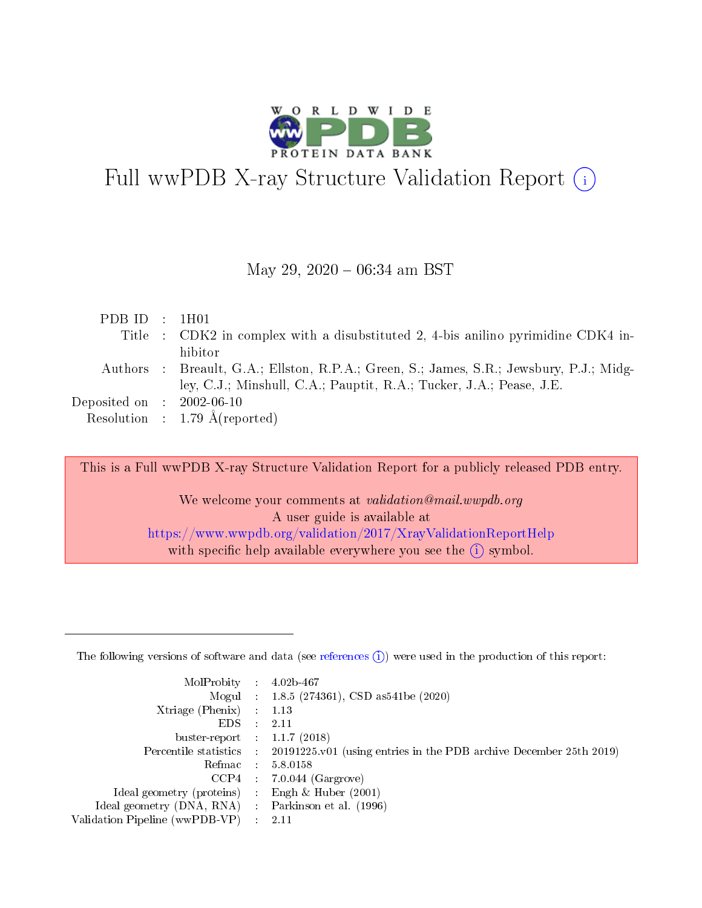# Full wwPDB X-ray Structure Validation Report

May 29, 2020 – 06:34 am BST

| | | |
|---|---|---|
| PDB ID | : | 1H01 |
| Title | : | CDK2 in complex with a disubstituted 2, 4-bis anilino pyrimidine CDK4 inhibitor |
| Authors | : | Breault, G.A.; Ellston, R.P.A.; Green, S.; James, S.R.; Jewsbury, P.J.; Midgley, C.J.; Minshull, C.A.; Pauptit, R.A.; Tucker, J.A.; Pease, J.E. |
| Deposited on | : | 2002-06-10 |
| Resolution | : | 1.79 Å(reported) |

This is a Full wwPDB X-ray Structure Validation Report for a publicly released PDB entry.

We welcome your comments at *validation@mail.wwpdb.org*
A user guide is available at
https://www.wwpdb.org/validation/2017/XrayValidationReportHelp
with specific help available everywhere you see the (i) symbol.

---

The following versions of software and data (see references (i)) were used in the production of this report:

| | | |
|---|---|---|
| MolProbity | : | 4.02b-467 |
| Mogul | : | 1.8.5 (274361), CSD as541be (2020) |
| Xtriage (Phenix) | : | 1.13 |
| EDS | : | 2.11 |
| buster-report | : | 1.1.7 (2018) |
| Percentile statistics | : | 20191225.v01 (using entries in the PDB archive December 25th 2019) |
| Refmac | : | 5.8.0158 |
| CCP4 | : | 7.0.044 (Gargrove) |
| Ideal geometry (proteins) | : | Engh & Huber (2001) |
| Ideal geometry (DNA, RNA) | : | Parkinson et al. (1996) |
| Validation Pipeline (wwPDB-VP) | : | 2.11 |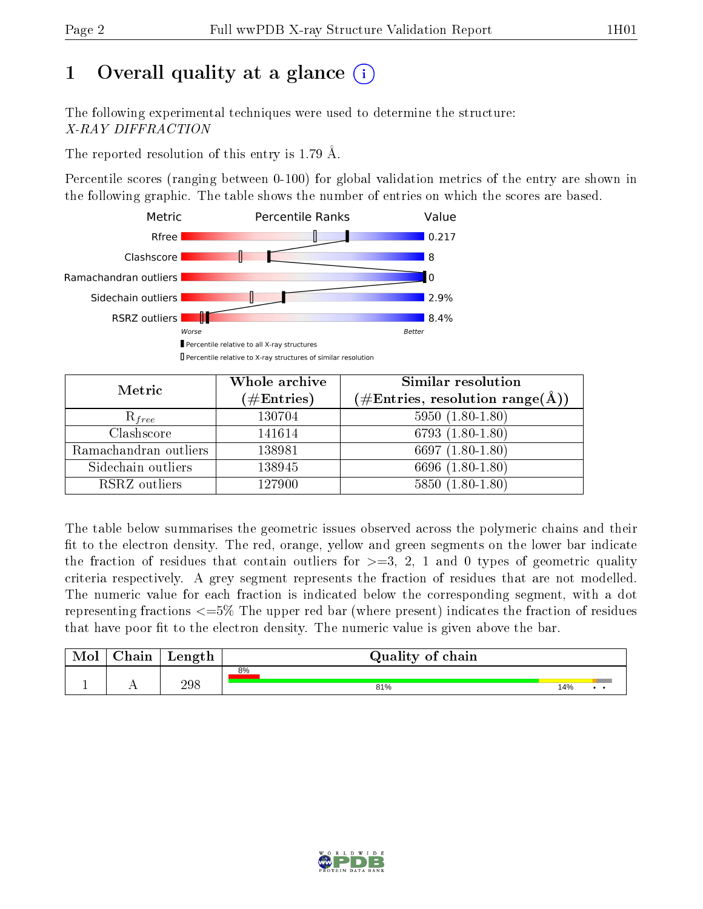# 1 Overall quality at a glance (i)

The following experimental techniques were used to determine the structure:
*X-RAY DIFFRACTION*

The reported resolution of this entry is 1.79 Å.

Percentile scores (ranging between 0-100) for global validation metrics of the entry are shown in the following graphic. The table shows the number of entries on which the scores are based.

| Metric | Value |
|---|---|
| Rfree | 0.217 |
| Clashscore | 8 |
| Ramachandran outliers | 0 |
| Sidechain outliers | 2.9% |
| RSRZ outliers | 8.4% |

Worse — Better

▮ Percentile relative to all X-ray structures
▯ Percentile relative to X-ray structures of similar resolution

| Metric | Whole archive (#Entries) | Similar resolution (#Entries, resolution range(Å)) |
|---|---|---|
| $R_{free}$ | 130704 | 5950 (1.80-1.80) |
| Clashscore | 141614 | 6793 (1.80-1.80) |
| Ramachandran outliers | 138981 | 6697 (1.80-1.80) |
| Sidechain outliers | 138945 | 6696 (1.80-1.80) |
| RSRZ outliers | 127900 | 5850 (1.80-1.80) |

The table below summarises the geometric issues observed across the polymeric chains and their fit to the electron density. The red, orange, yellow and green segments on the lower bar indicate the fraction of residues that contain outliers for >=3, 2, 1 and 0 types of geometric quality criteria respectively. A grey segment represents the fraction of residues that are not modelled. The numeric value for each fraction is indicated below the corresponding segment, with a dot representing fractions <=5% The upper red bar (where present) indicates the fraction of residues that have poor fit to the electron density. The numeric value is given above the bar.

| Mol | Chain | Length | Quality of chain |
|---|---|---|---|
| 1 | A | 298 | 8% (poor fit); 81% green, 14% yellow, • orange, • grey |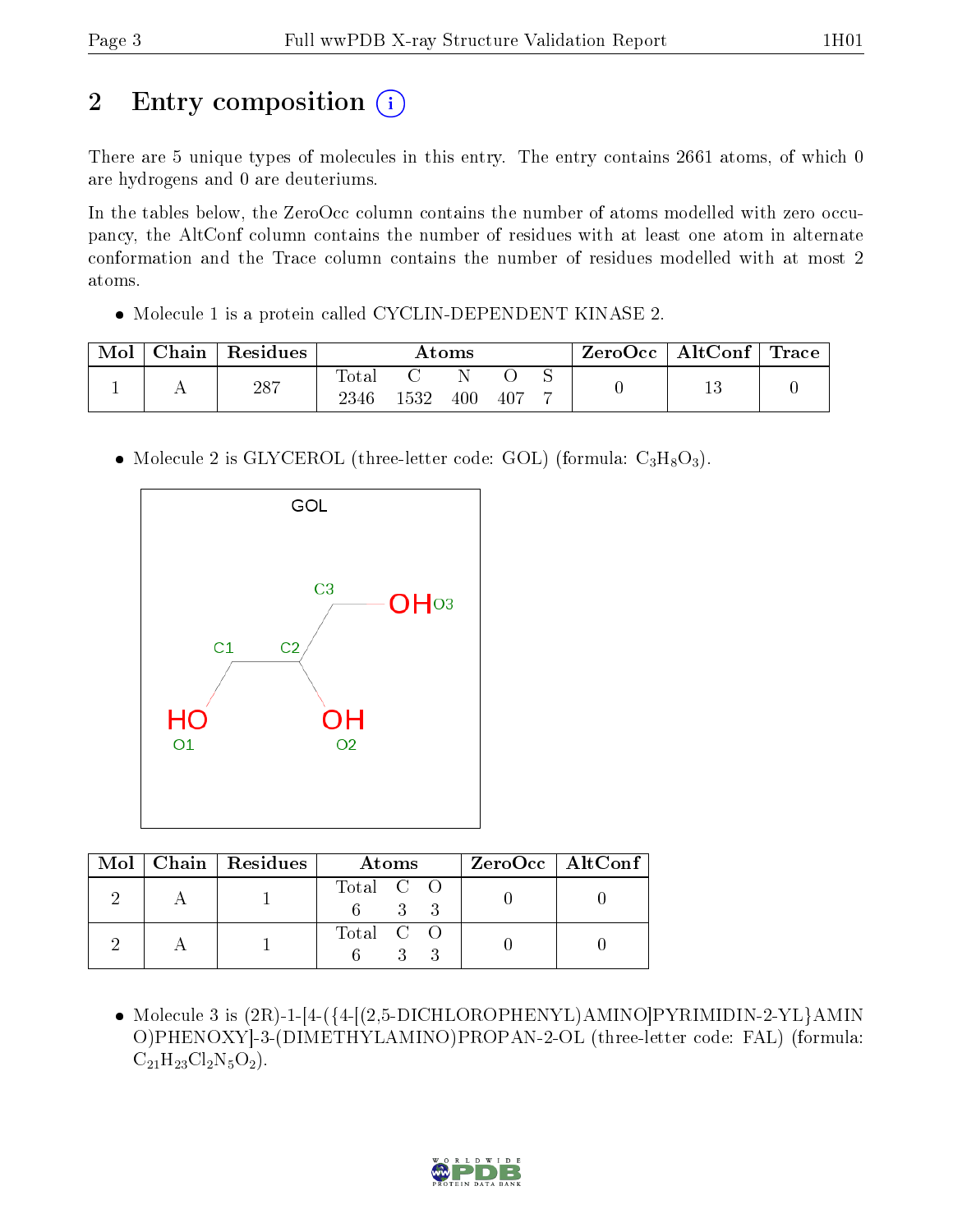## 2 Entry composition

There are 5 unique types of molecules in this entry. The entry contains 2661 atoms, of which 0 are hydrogens and 0 are deuteriums.

In the tables below, the ZeroOcc column contains the number of atoms modelled with zero occupancy, the AltConf column contains the number of residues with at least one atom in alternate conformation and the Trace column contains the number of residues modelled with at most 2 atoms.

- Molecule 1 is a protein called CYCLIN-DEPENDENT KINASE 2.

| Mol | Chain | Residues | Atoms | | | | | ZeroOcc | AltConf | Trace |
|---|---|---|---|---|---|---|---|---|---|---|
| 1 | A | 287 | Total<br>2346 | C<br>1532 | N<br>400 | O<br>407 | S<br>7 | 0 | 13 | 0 |

- Molecule 2 is GLYCEROL (three-letter code: GOL) (formula: $C_3H_8O_3$).

| Mol | Chain | Residues | Atoms | | | ZeroOcc | AltConf |
|---|---|---|---|---|---|---|---|
| 2 | A | 1 | Total<br>6 | C<br>3 | O<br>3 | 0 | 0 |
| 2 | A | 1 | Total<br>6 | C<br>3 | O<br>3 | 0 | 0 |

- Molecule 3 is (2R)-1-[4-({4-[(2,5-DICHLOROPHENYL)AMINO]PYRIMIDIN-2-YL}AMINO)PHENOXY]-3-(DIMETHYLAMINO)PROPAN-2-OL (three-letter code: FAL) (formula: $C_{21}H_{23}Cl_2N_5O_2$).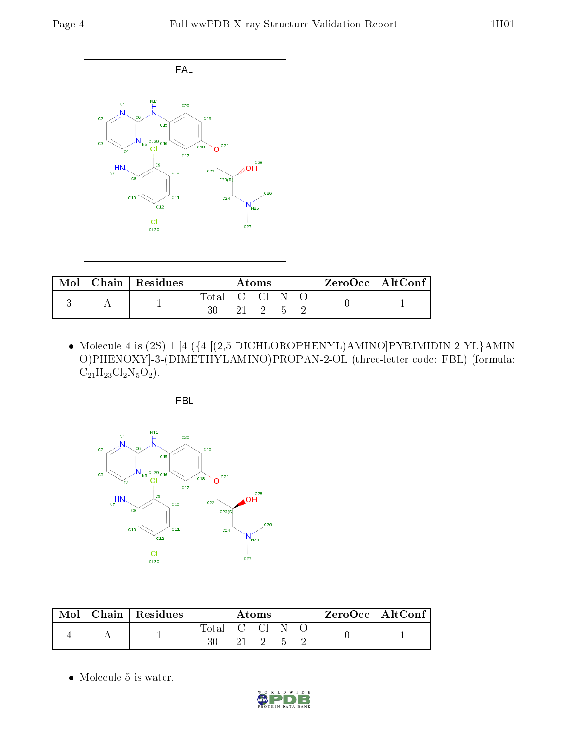| Mol | Chain | Residues | Atoms | | | | | ZeroOcc | AltConf |
|---|---|---|---|---|---|---|---|---|---|
| | | | Total | C | Cl | N | O | | |
| 3 | A | 1 | 30 | 21 | 2 | 5 | 2 | 0 | 1 |

- Molecule 4 is (2S)-1-[4-({4-[(2,5-DICHLOROPHENYL)AMINO]PYRIMIDIN-2-YL}AMINO)PHENOXY]-3-(DIMETHYLAMINO)PROPAN-2-OL (three-letter code: FBL) (formula: $C_{21}H_{23}Cl_2N_5O_2$).

| Mol | Chain | Residues | Atoms | | | | | ZeroOcc | AltConf |
|---|---|---|---|---|---|---|---|---|---|
| | | | Total | C | Cl | N | O | | |
| 4 | A | 1 | 30 | 21 | 2 | 5 | 2 | 0 | 1 |

- Molecule 5 is water.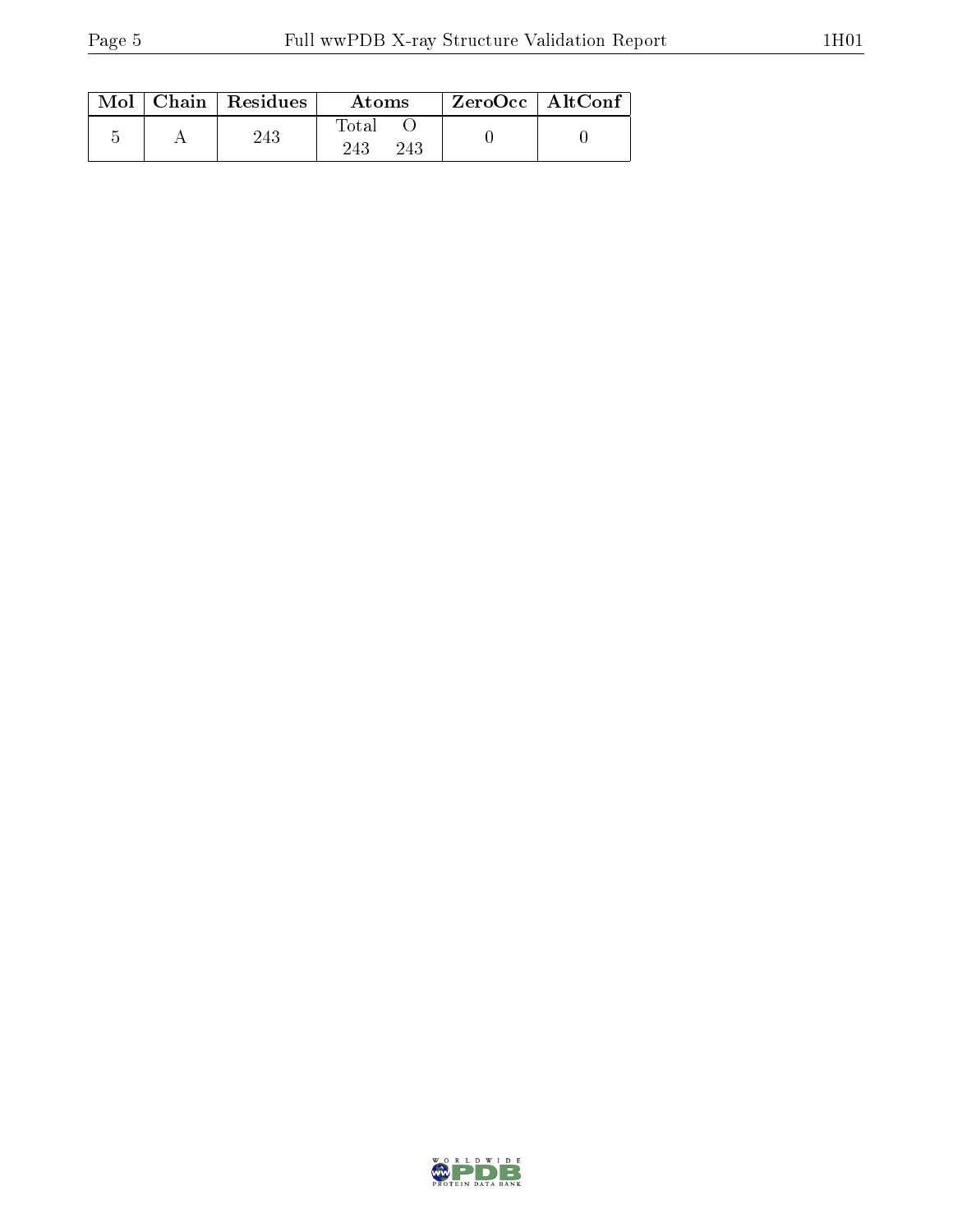| Mol | Chain | Residues | Atoms | | ZeroOcc | AltConf |
|---|---|---|---|---|---|---|
| | | | Total | O | | |
| 5 | A | 243 | 243 | 243 | 0 | 0 |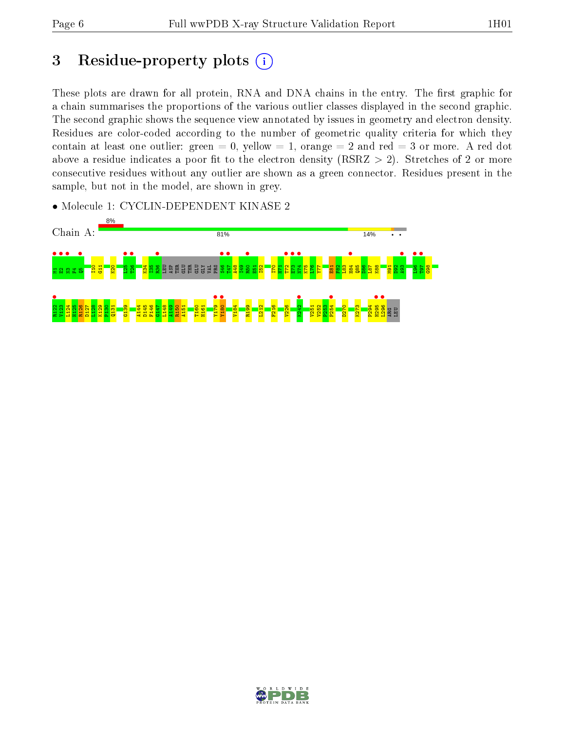# 3 Residue-property plots

These plots are drawn for all protein, RNA and DNA chains in the entry. The first graphic for a chain summarises the proportions of the various outlier classes displayed in the second graphic. The second graphic shows the sequence view annotated by issues in geometry and electron density. Residues are color-coded according to the number of geometric quality criteria for which they contain at least one outlier: green = 0, yellow = 1, orange = 2 and red = 3 or more. A red dot above a residue indicates a poor fit to the electron density (RSRZ > 2). Stretches of 2 or more consecutive residues without any outlier are shown as a green connector. Residues present in the sample, but not in the model, are shown in grey.

- Molecule 1: CYCLIN-DEPENDENT KINASE 2

Chain A: 8% | 81% | 14%

M1 E2 N3 F4 Q5 I10 G11 K20 L25 T26 K34 I35 R36 LEU ASP THR GLU THR GLU GLY VAL PRO S46 T47 A48 I49 R50 E51 I52 I70 H71 T72 E73 N74 K75 L76 Y77 E81 F82 L83 H84 Q85 D86 L87 K88 M91 D92 A93 L96 T97 G98

R122 V123 L124 H125 R126 D127 L128 K129 P130 Q131 G139 A144 D145 F146 G147 L148 A149 R150 A151 T160 H161 Y179 Y180 V184 R199 L212 F216 V226 K242 V251 V252 P253 P254 D270 K273 P294 H295 L296 ARG LEU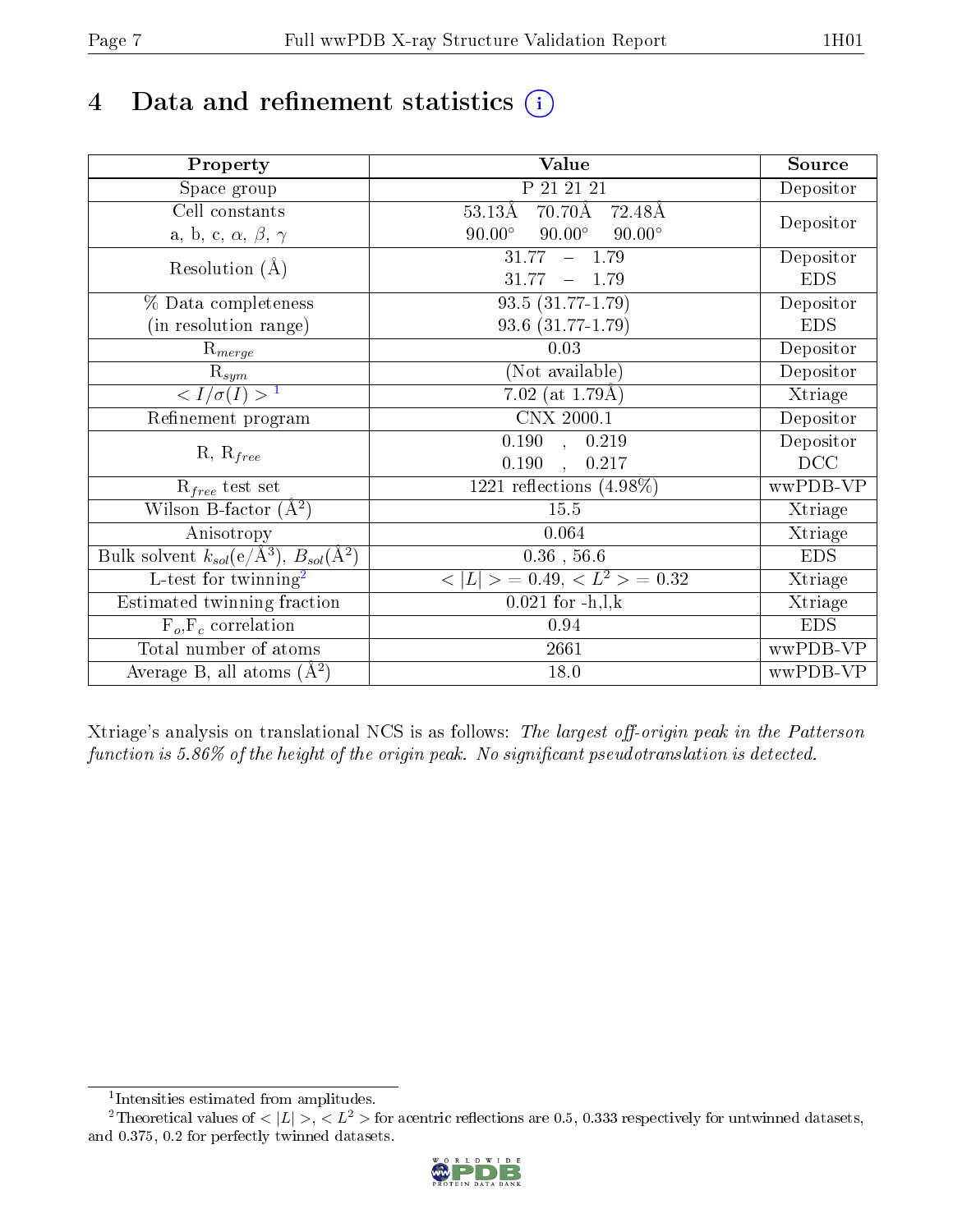# 4 Data and refinement statistics (i)

| Property | Value | Source |
|---|---|---|
| Space group | P 21 21 21 | Depositor |
| Cell constants<br>a, b, c, $\alpha$, $\beta$, $\gamma$ | 53.13Å 70.70Å 72.48Å<br>90.00° 90.00° 90.00° | Depositor |
| Resolution (Å) | 31.77 – 1.79<br>31.77 – 1.79 | Depositor<br>EDS |
| % Data completeness<br>(in resolution range) | 93.5 (31.77-1.79)<br>93.6 (31.77-1.79) | Depositor<br>EDS |
| $R_{merge}$ | 0.03 | Depositor |
| $R_{sym}$ | (Not available) | Depositor |
| $< I/\sigma(I) >$ [1] | 7.02 (at 1.79Å) | Xtriage |
| Refinement program | CNX 2000.1 | Depositor |
| R, $R_{free}$ | 0.190 , 0.219<br>0.190 , 0.217 | Depositor<br>DCC |
| $R_{free}$ test set | 1221 reflections (4.98%) | wwPDB-VP |
| Wilson B-factor (Å$^2$) | 15.5 | Xtriage |
| Anisotropy | 0.064 | Xtriage |
| Bulk solvent $k_{sol}$(e/Å$^3$), $B_{sol}$(Å$^2$) | 0.36 , 56.6 | EDS |
| L-test for twinning[2] | $< \|L\| >$ = 0.49, $< L^2 >$ = 0.32 | Xtriage |
| Estimated twinning fraction | 0.021 for -h,l,k | Xtriage |
| $F_o$,$F_c$ correlation | 0.94 | EDS |
| Total number of atoms | 2661 | wwPDB-VP |
| Average B, all atoms (Å$^2$) | 18.0 | wwPDB-VP |

Xtriage's analysis on translational NCS is as follows: *The largest off-origin peak in the Patterson function is 5.86% of the height of the origin peak. No significant pseudotranslation is detected.*

[1] Intensities estimated from amplitudes.

[2] Theoretical values of $< |L| >$, $< L^2 >$ for acentric reflections are 0.5, 0.333 respectively for untwinned datasets, and 0.375, 0.2 for perfectly twinned datasets.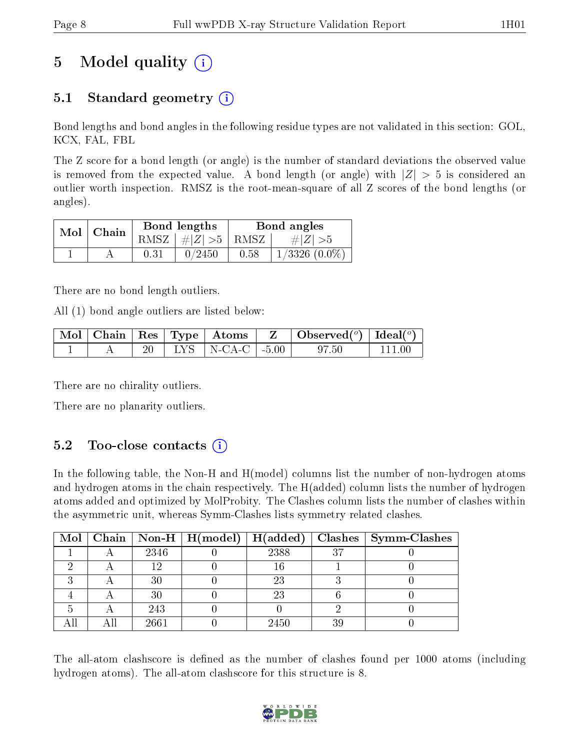# 5 Model quality (i)

## 5.1 Standard geometry (i)

Bond lengths and bond angles in the following residue types are not validated in this section: GOL, KCX, FAL, FBL

The Z score for a bond length (or angle) is the number of standard deviations the observed value is removed from the expected value. A bond length (or angle) with $|Z| > 5$ is considered an outlier worth inspection. RMSZ is the root-mean-square of all Z scores of the bond lengths (or angles).

| Mol | Chain | Bond lengths | | Bond angles | |
|---|---|---|---|---|---|
| | | RMSZ | $\#\|Z\| > 5$ | RMSZ | $\#\|Z\| > 5$ |
| 1 | A | 0.31 | 0/2450 | 0.58 | 1/3326 (0.0%) |

There are no bond length outliers.

All (1) bond angle outliers are listed below:

| Mol | Chain | Res | Type | Atoms | Z | Observed(°) | Ideal(°) |
|---|---|---|---|---|---|---|---|
| 1 | A | 20 | LYS | N-CA-C | -5.00 | 97.50 | 111.00 |

There are no chirality outliers.

There are no planarity outliers.

## 5.2 Too-close contacts (i)

In the following table, the Non-H and H(model) columns list the number of non-hydrogen atoms and hydrogen atoms in the chain respectively. The H(added) column lists the number of hydrogen atoms added and optimized by MolProbity. The Clashes column lists the number of clashes within the asymmetric unit, whereas Symm-Clashes lists symmetry related clashes.

| Mol | Chain | Non-H | H(model) | H(added) | Clashes | Symm-Clashes |
|---|---|---|---|---|---|---|
| 1 | A | 2346 | 0 | 2388 | 37 | 0 |
| 2 | A | 12 | 0 | 16 | 1 | 0 |
| 3 | A | 30 | 0 | 23 | 3 | 0 |
| 4 | A | 30 | 0 | 23 | 6 | 0 |
| 5 | A | 243 | 0 | 0 | 2 | 0 |
| All | All | 2661 | 0 | 2450 | 39 | 0 |

The all-atom clashscore is defined as the number of clashes found per 1000 atoms (including hydrogen atoms). The all-atom clashscore for this structure is 8.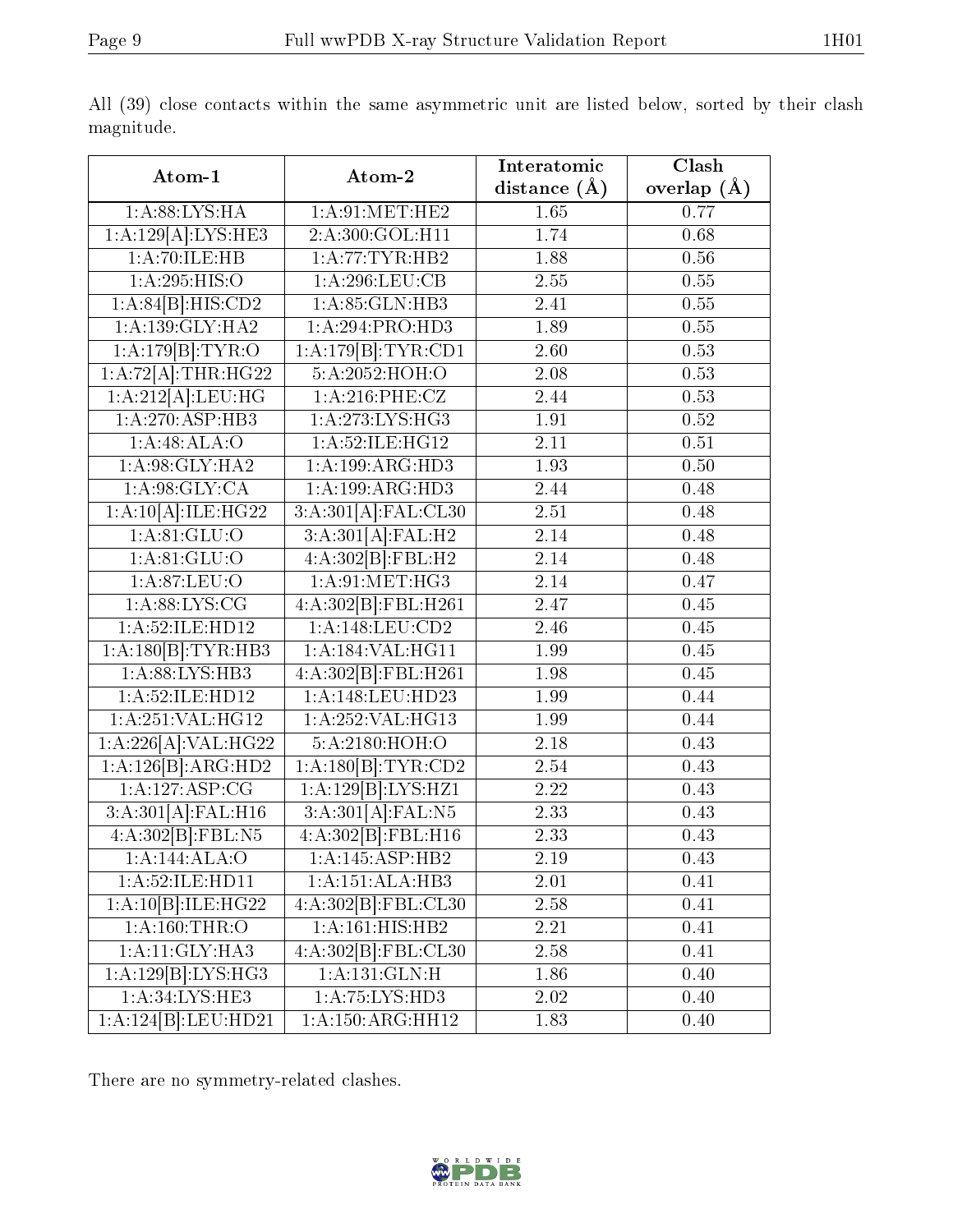All (39) close contacts within the same asymmetric unit are listed below, sorted by their clash magnitude.

| Atom-1 | Atom-2 | Interatomic distance (Å) | Clash overlap (Å) |
|---|---|---|---|
| 1:A:88:LYS:HA | 1:A:91:MET:HE2 | 1.65 | 0.77 |
| 1:A:129[A]:LYS:HE3 | 2:A:300:GOL:H11 | 1.74 | 0.68 |
| 1:A:70:ILE:HB | 1:A:77:TYR:HB2 | 1.88 | 0.56 |
| 1:A:295:HIS:O | 1:A:296:LEU:CB | 2.55 | 0.55 |
| 1:A:84[B]:HIS:CD2 | 1:A:85:GLN:HB3 | 2.41 | 0.55 |
| 1:A:139:GLY:HA2 | 1:A:294:PRO:HD3 | 1.89 | 0.55 |
| 1:A:179[B]:TYR:O | 1:A:179[B]:TYR:CD1 | 2.60 | 0.53 |
| 1:A:72[A]:THR:HG22 | 5:A:2052:HOH:O | 2.08 | 0.53 |
| 1:A:212[A]:LEU:HG | 1:A:216:PHE:CZ | 2.44 | 0.53 |
| 1:A:270:ASP:HB3 | 1:A:273:LYS:HG3 | 1.91 | 0.52 |
| 1:A:48:ALA:O | 1:A:52:ILE:HG12 | 2.11 | 0.51 |
| 1:A:98:GLY:HA2 | 1:A:199:ARG:HD3 | 1.93 | 0.50 |
| 1:A:98:GLY:CA | 1:A:199:ARG:HD3 | 2.44 | 0.48 |
| 1:A:10[A]:ILE:HG22 | 3:A:301[A]:FAL:CL30 | 2.51 | 0.48 |
| 1:A:81:GLU:O | 3:A:301[A]:FAL:H2 | 2.14 | 0.48 |
| 1:A:81:GLU:O | 4:A:302[B]:FBL:H2 | 2.14 | 0.48 |
| 1:A:87:LEU:O | 1:A:91:MET:HG3 | 2.14 | 0.47 |
| 1:A:88:LYS:CG | 4:A:302[B]:FBL:H261 | 2.47 | 0.45 |
| 1:A:52:ILE:HD12 | 1:A:148:LEU:CD2 | 2.46 | 0.45 |
| 1:A:180[B]:TYR:HB3 | 1:A:184:VAL:HG11 | 1.99 | 0.45 |
| 1:A:88:LYS:HB3 | 4:A:302[B]:FBL:H261 | 1.98 | 0.45 |
| 1:A:52:ILE:HD12 | 1:A:148:LEU:HD23 | 1.99 | 0.44 |
| 1:A:251:VAL:HG12 | 1:A:252:VAL:HG13 | 1.99 | 0.44 |
| 1:A:226[A]:VAL:HG22 | 5:A:2180:HOH:O | 2.18 | 0.43 |
| 1:A:126[B]:ARG:HD2 | 1:A:180[B]:TYR:CD2 | 2.54 | 0.43 |
| 1:A:127:ASP:CG | 1:A:129[B]:LYS:HZ1 | 2.22 | 0.43 |
| 3:A:301[A]:FAL:H16 | 3:A:301[A]:FAL:N5 | 2.33 | 0.43 |
| 4:A:302[B]:FBL:N5 | 4:A:302[B]:FBL:H16 | 2.33 | 0.43 |
| 1:A:144:ALA:O | 1:A:145:ASP:HB2 | 2.19 | 0.43 |
| 1:A:52:ILE:HD11 | 1:A:151:ALA:HB3 | 2.01 | 0.41 |
| 1:A:10[B]:ILE:HG22 | 4:A:302[B]:FBL:CL30 | 2.58 | 0.41 |
| 1:A:160:THR:O | 1:A:161:HIS:HB2 | 2.21 | 0.41 |
| 1:A:11:GLY:HA3 | 4:A:302[B]:FBL:CL30 | 2.58 | 0.41 |
| 1:A:129[B]:LYS:HG3 | 1:A:131:GLN:H | 1.86 | 0.40 |
| 1:A:34:LYS:HE3 | 1:A:75:LYS:HD3 | 2.02 | 0.40 |
| 1:A:124[B]:LEU:HD21 | 1:A:150:ARG:HH12 | 1.83 | 0.40 |

There are no symmetry-related clashes.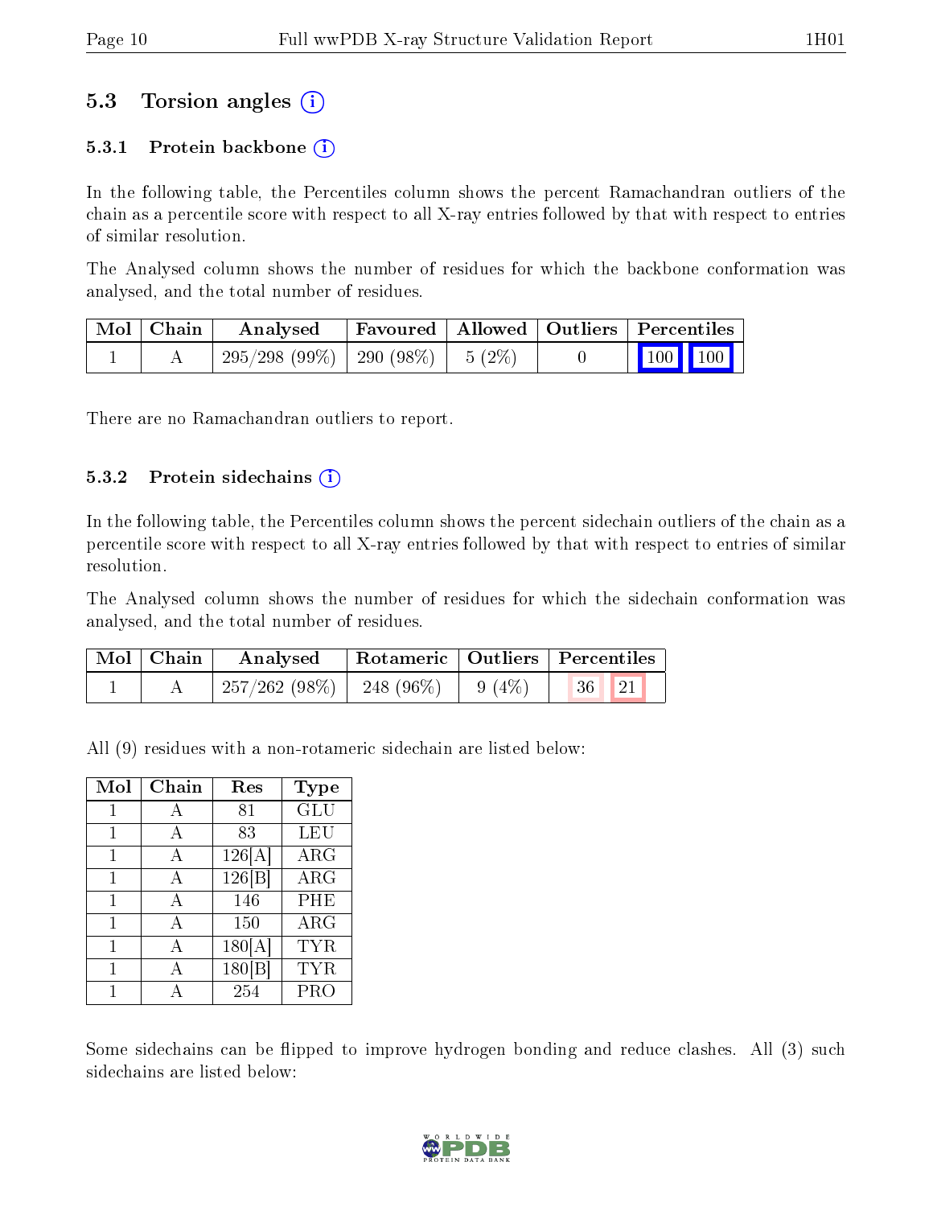## 5.3 Torsion angles

### 5.3.1 Protein backbone

In the following table, the Percentiles column shows the percent Ramachandran outliers of the chain as a percentile score with respect to all X-ray entries followed by that with respect to entries of similar resolution.

The Analysed column shows the number of residues for which the backbone conformation was analysed, and the total number of residues.

| Mol | Chain | Analysed | Favoured | Allowed | Outliers | Percentiles | |
|---|---|---|---|---|---|---|---|
| 1 | A | 295/298 (99%) | 290 (98%) | 5 (2%) | 0 | 100 | 100 |

There are no Ramachandran outliers to report.

### 5.3.2 Protein sidechains

In the following table, the Percentiles column shows the percent sidechain outliers of the chain as a percentile score with respect to all X-ray entries followed by that with respect to entries of similar resolution.

The Analysed column shows the number of residues for which the sidechain conformation was analysed, and the total number of residues.

| Mol | Chain | Analysed | Rotameric | Outliers | Percentiles | |
|---|---|---|---|---|---|---|
| 1 | A | 257/262 (98%) | 248 (96%) | 9 (4%) | 36 | 21 |

All (9) residues with a non-rotameric sidechain are listed below:

| Mol | Chain | Res | Type |
|---|---|---|---|
| 1 | A | 81 | GLU |
| 1 | A | 83 | LEU |
| 1 | A | 126[A] | ARG |
| 1 | A | 126[B] | ARG |
| 1 | A | 146 | PHE |
| 1 | A | 150 | ARG |
| 1 | A | 180[A] | TYR |
| 1 | A | 180[B] | TYR |
| 1 | A | 254 | PRO |

Some sidechains can be flipped to improve hydrogen bonding and reduce clashes. All (3) such sidechains are listed below: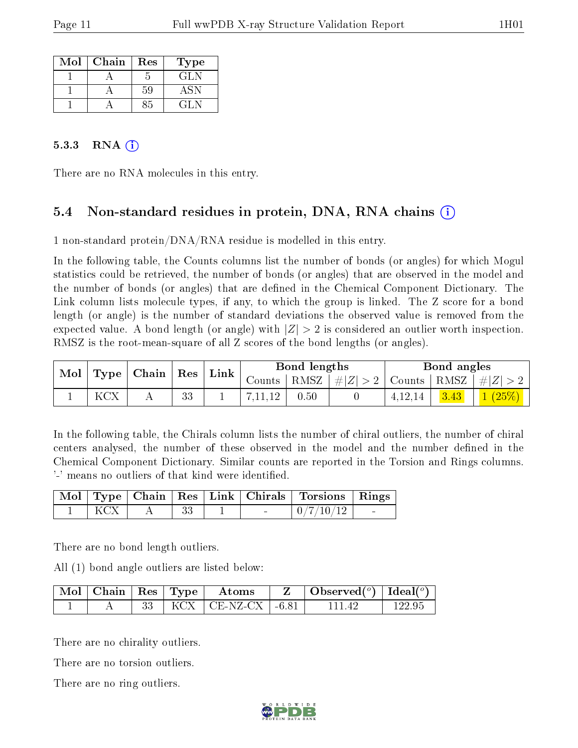| Mol | Chain | Res | Type |
|---|---|---|---|
| 1 | A | 5 | GLN |
| 1 | A | 59 | ASN |
| 1 | A | 85 | GLN |

### 5.3.3 RNA ⓘ

There are no RNA molecules in this entry.

## 5.4 Non-standard residues in protein, DNA, RNA chains ⓘ

1 non-standard protein/DNA/RNA residue is modelled in this entry.

In the following table, the Counts columns list the number of bonds (or angles) for which Mogul statistics could be retrieved, the number of bonds (or angles) that are observed in the model and the number of bonds (or angles) that are defined in the Chemical Component Dictionary. The Link column lists molecule types, if any, to which the group is linked. The Z score for a bond length (or angle) is the number of standard deviations the observed value is removed from the expected value. A bond length (or angle) with $|Z| > 2$ is considered an outlier worth inspection. RMSZ is the root-mean-square of all Z scores of the bond lengths (or angles).

| Mol | Type | Chain | Res | Link | Bond lengths | | | Bond angles | | |
|---|---|---|---|---|---|---|---|---|---|---|
| | | | | | Counts | RMSZ | $\#\|Z\| > 2$ | Counts | RMSZ | $\#\|Z\| > 2$ |
| 1 | KCX | A | 33 | 1 | 7,11,12 | 0.50 | 0 | 4,12,14 | 3.43 | 1 (25%) |

In the following table, the Chirals column lists the number of chiral outliers, the number of chiral centers analysed, the number of these observed in the model and the number defined in the Chemical Component Dictionary. Similar counts are reported in the Torsion and Rings columns. '-' means no outliers of that kind were identified.

| Mol | Type | Chain | Res | Link | Chirals | Torsions | Rings |
|---|---|---|---|---|---|---|---|
| 1 | KCX | A | 33 | 1 | - | 0/7/10/12 | - |

There are no bond length outliers.

All (1) bond angle outliers are listed below:

| Mol | Chain | Res | Type | Atoms | Z | Observed(°) | Ideal(°) |
|---|---|---|---|---|---|---|---|
| 1 | A | 33 | KCX | CE-NZ-CX | -6.81 | 111.42 | 122.95 |

There are no chirality outliers.

There are no torsion outliers.

There are no ring outliers.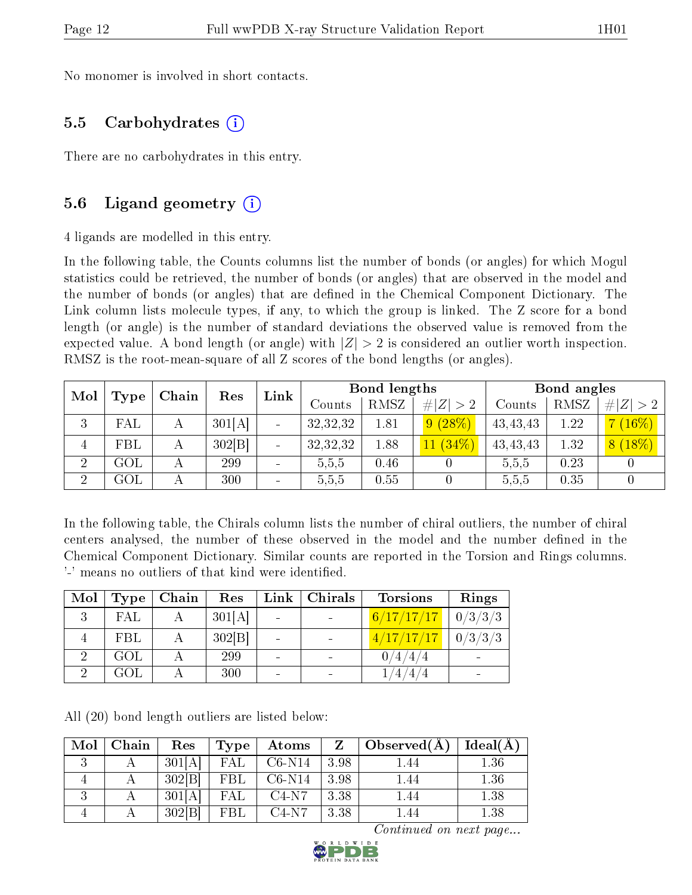No monomer is involved in short contacts.

### 5.5 Carbohydrates (i)

There are no carbohydrates in this entry.

### 5.6 Ligand geometry (i)

4 ligands are modelled in this entry.

In the following table, the Counts columns list the number of bonds (or angles) for which Mogul statistics could be retrieved, the number of bonds (or angles) that are observed in the model and the number of bonds (or angles) that are defined in the Chemical Component Dictionary. The Link column lists molecule types, if any, to which the group is linked. The Z score for a bond length (or angle) is the number of standard deviations the observed value is removed from the expected value. A bond length (or angle) with $|Z| > 2$ is considered an outlier worth inspection. RMSZ is the root-mean-square of all Z scores of the bond lengths (or angles).

| Mol | Type | Chain | Res | Link | Bond lengths | | | Bond angles | | |
|---|---|---|---|---|---|---|---|---|---|---|
| | | | | | Counts | RMSZ | $\#\|Z\| > 2$ | Counts | RMSZ | $\#\|Z\| > 2$ |
| 3 | FAL | A | 301[A] | - | 32,32,32 | 1.81 | 9 (28%) | 43,43,43 | 1.22 | 7 (16%) |
| 4 | FBL | A | 302[B] | - | 32,32,32 | 1.88 | 11 (34%) | 43,43,43 | 1.32 | 8 (18%) |
| 2 | GOL | A | 299 | - | 5,5,5 | 0.46 | 0 | 5,5,5 | 0.23 | 0 |
| 2 | GOL | A | 300 | - | 5,5,5 | 0.55 | 0 | 5,5,5 | 0.35 | 0 |

In the following table, the Chirals column lists the number of chiral outliers, the number of chiral centers analysed, the number of these observed in the model and the number defined in the Chemical Component Dictionary. Similar counts are reported in the Torsion and Rings columns. '-' means no outliers of that kind were identified.

| Mol | Type | Chain | Res | Link | Chirals | Torsions | Rings |
|---|---|---|---|---|---|---|---|
| 3 | FAL | A | 301[A] | - | - | 6/17/17/17 | 0/3/3/3 |
| 4 | FBL | A | 302[B] | - | - | 4/17/17/17 | 0/3/3/3 |
| 2 | GOL | A | 299 | - | - | 0/4/4/4 | - |
| 2 | GOL | A | 300 | - | - | 1/4/4/4 | - |

All (20) bond length outliers are listed below:

| Mol | Chain | Res | Type | Atoms | Z | Observed(Å) | Ideal(Å) |
|---|---|---|---|---|---|---|---|
| 3 | A | 301[A] | FAL | C6-N14 | 3.98 | 1.44 | 1.36 |
| 4 | A | 302[B] | FBL | C6-N14 | 3.98 | 1.44 | 1.36 |
| 3 | A | 301[A] | FAL | C4-N7 | 3.38 | 1.44 | 1.38 |
| 4 | A | 302[B] | FBL | C4-N7 | 3.38 | 1.44 | 1.38 |

*Continued on next page...*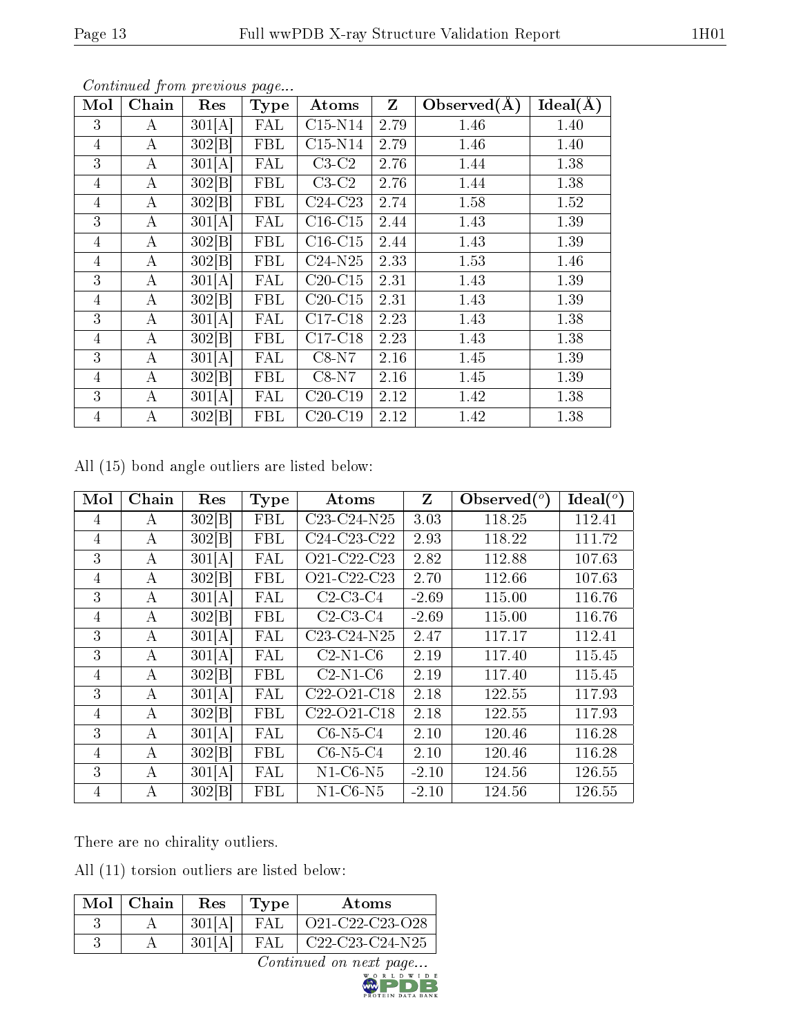*Continued from previous page...*

| Mol | Chain | Res | Type | Atoms | Z | Observed(Å) | Ideal(Å) |
|---|---|---|---|---|---|---|---|
| 3 | A | 301[A] | FAL | C15-N14 | 2.79 | 1.46 | 1.40 |
| 4 | A | 302[B] | FBL | C15-N14 | 2.79 | 1.46 | 1.40 |
| 3 | A | 301[A] | FAL | C3-C2 | 2.76 | 1.44 | 1.38 |
| 4 | A | 302[B] | FBL | C3-C2 | 2.76 | 1.44 | 1.38 |
| 4 | A | 302[B] | FBL | C24-C23 | 2.74 | 1.58 | 1.52 |
| 3 | A | 301[A] | FAL | C16-C15 | 2.44 | 1.43 | 1.39 |
| 4 | A | 302[B] | FBL | C16-C15 | 2.44 | 1.43 | 1.39 |
| 4 | A | 302[B] | FBL | C24-N25 | 2.33 | 1.53 | 1.46 |
| 3 | A | 301[A] | FAL | C20-C15 | 2.31 | 1.43 | 1.39 |
| 4 | A | 302[B] | FBL | C20-C15 | 2.31 | 1.43 | 1.39 |
| 3 | A | 301[A] | FAL | C17-C18 | 2.23 | 1.43 | 1.38 |
| 4 | A | 302[B] | FBL | C17-C18 | 2.23 | 1.43 | 1.38 |
| 3 | A | 301[A] | FAL | C8-N7 | 2.16 | 1.45 | 1.39 |
| 4 | A | 302[B] | FBL | C8-N7 | 2.16 | 1.45 | 1.39 |
| 3 | A | 301[A] | FAL | C20-C19 | 2.12 | 1.42 | 1.38 |
| 4 | A | 302[B] | FBL | C20-C19 | 2.12 | 1.42 | 1.38 |

All (15) bond angle outliers are listed below:

| Mol | Chain | Res | Type | Atoms | Z | Observed($^o$) | Ideal($^o$) |
|---|---|---|---|---|---|---|---|
| 4 | A | 302[B] | FBL | C23-C24-N25 | 3.03 | 118.25 | 112.41 |
| 4 | A | 302[B] | FBL | C24-C23-C22 | 2.93 | 118.22 | 111.72 |
| 3 | A | 301[A] | FAL | O21-C22-C23 | 2.82 | 112.88 | 107.63 |
| 4 | A | 302[B] | FBL | O21-C22-C23 | 2.70 | 112.66 | 107.63 |
| 3 | A | 301[A] | FAL | C2-C3-C4 | -2.69 | 115.00 | 116.76 |
| 4 | A | 302[B] | FBL | C2-C3-C4 | -2.69 | 115.00 | 116.76 |
| 3 | A | 301[A] | FAL | C23-C24-N25 | 2.47 | 117.17 | 112.41 |
| 3 | A | 301[A] | FAL | C2-N1-C6 | 2.19 | 117.40 | 115.45 |
| 4 | A | 302[B] | FBL | C2-N1-C6 | 2.19 | 117.40 | 115.45 |
| 3 | A | 301[A] | FAL | C22-O21-C18 | 2.18 | 122.55 | 117.93 |
| 4 | A | 302[B] | FBL | C22-O21-C18 | 2.18 | 122.55 | 117.93 |
| 3 | A | 301[A] | FAL | C6-N5-C4 | 2.10 | 120.46 | 116.28 |
| 4 | A | 302[B] | FBL | C6-N5-C4 | 2.10 | 120.46 | 116.28 |
| 3 | A | 301[A] | FAL | N1-C6-N5 | -2.10 | 124.56 | 126.55 |
| 4 | A | 302[B] | FBL | N1-C6-N5 | -2.10 | 124.56 | 126.55 |

There are no chirality outliers.

All (11) torsion outliers are listed below:

| Mol | Chain | Res | Type | Atoms |
|---|---|---|---|---|
| 3 | A | 301[A] | FAL | O21-C22-C23-O28 |
| 3 | A | 301[A] | FAL | C22-C23-C24-N25 |

*Continued on next page...*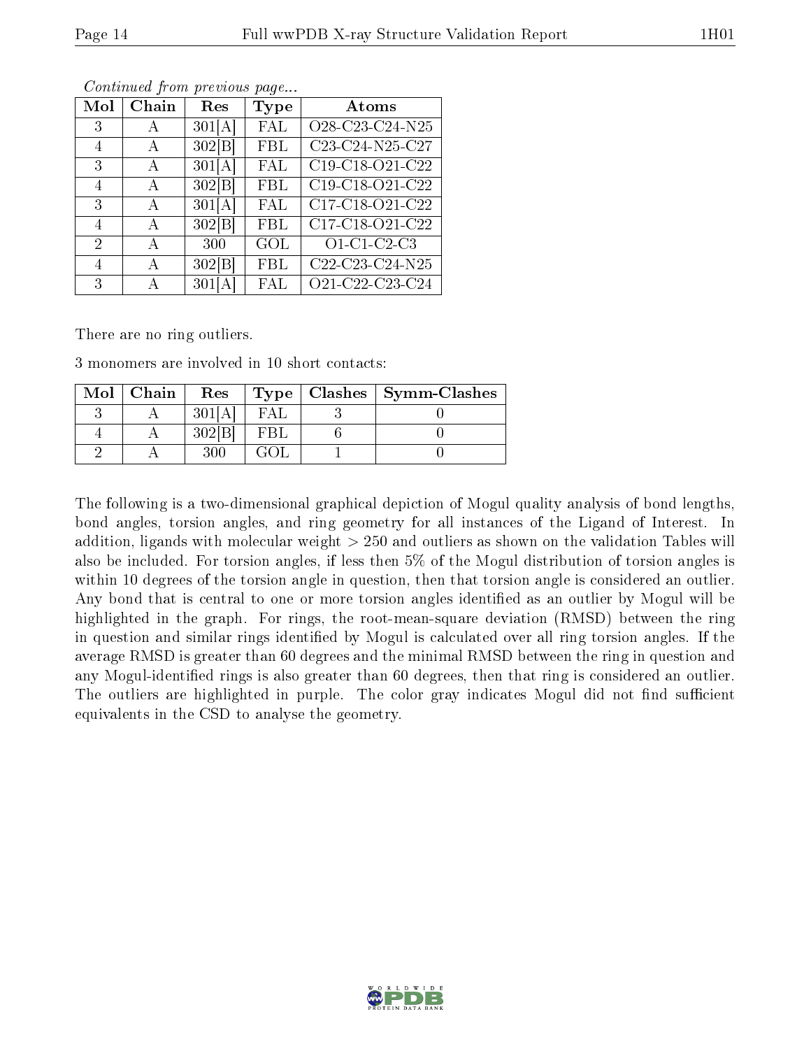*Continued from previous page...*

| Mol | Chain | Res | Type | Atoms |
|---|---|---|---|---|
| 3 | A | 301[A] | FAL | O28-C23-C24-N25 |
| 4 | A | 302[B] | FBL | C23-C24-N25-C27 |
| 3 | A | 301[A] | FAL | C19-C18-O21-C22 |
| 4 | A | 302[B] | FBL | C19-C18-O21-C22 |
| 3 | A | 301[A] | FAL | C17-C18-O21-C22 |
| 4 | A | 302[B] | FBL | C17-C18-O21-C22 |
| 2 | A | 300 | GOL | O1-C1-C2-C3 |
| 4 | A | 302[B] | FBL | C22-C23-C24-N25 |
| 3 | A | 301[A] | FAL | O21-C22-C23-C24 |

There are no ring outliers.

3 monomers are involved in 10 short contacts:

| Mol | Chain | Res | Type | Clashes | Symm-Clashes |
|---|---|---|---|---|---|
| 3 | A | 301[A] | FAL | 3 | 0 |
| 4 | A | 302[B] | FBL | 6 | 0 |
| 2 | A | 300 | GOL | 1 | 0 |

The following is a two-dimensional graphical depiction of Mogul quality analysis of bond lengths, bond angles, torsion angles, and ring geometry for all instances of the Ligand of Interest. In addition, ligands with molecular weight > 250 and outliers as shown on the validation Tables will also be included. For torsion angles, if less then 5% of the Mogul distribution of torsion angles is within 10 degrees of the torsion angle in question, then that torsion angle is considered an outlier. Any bond that is central to one or more torsion angles identified as an outlier by Mogul will be highlighted in the graph. For rings, the root-mean-square deviation (RMSD) between the ring in question and similar rings identified by Mogul is calculated over all ring torsion angles. If the average RMSD is greater than 60 degrees and the minimal RMSD between the ring in question and any Mogul-identified rings is also greater than 60 degrees, then that ring is considered an outlier. The outliers are highlighted in purple. The color gray indicates Mogul did not find sufficient equivalents in the CSD to analyse the geometry.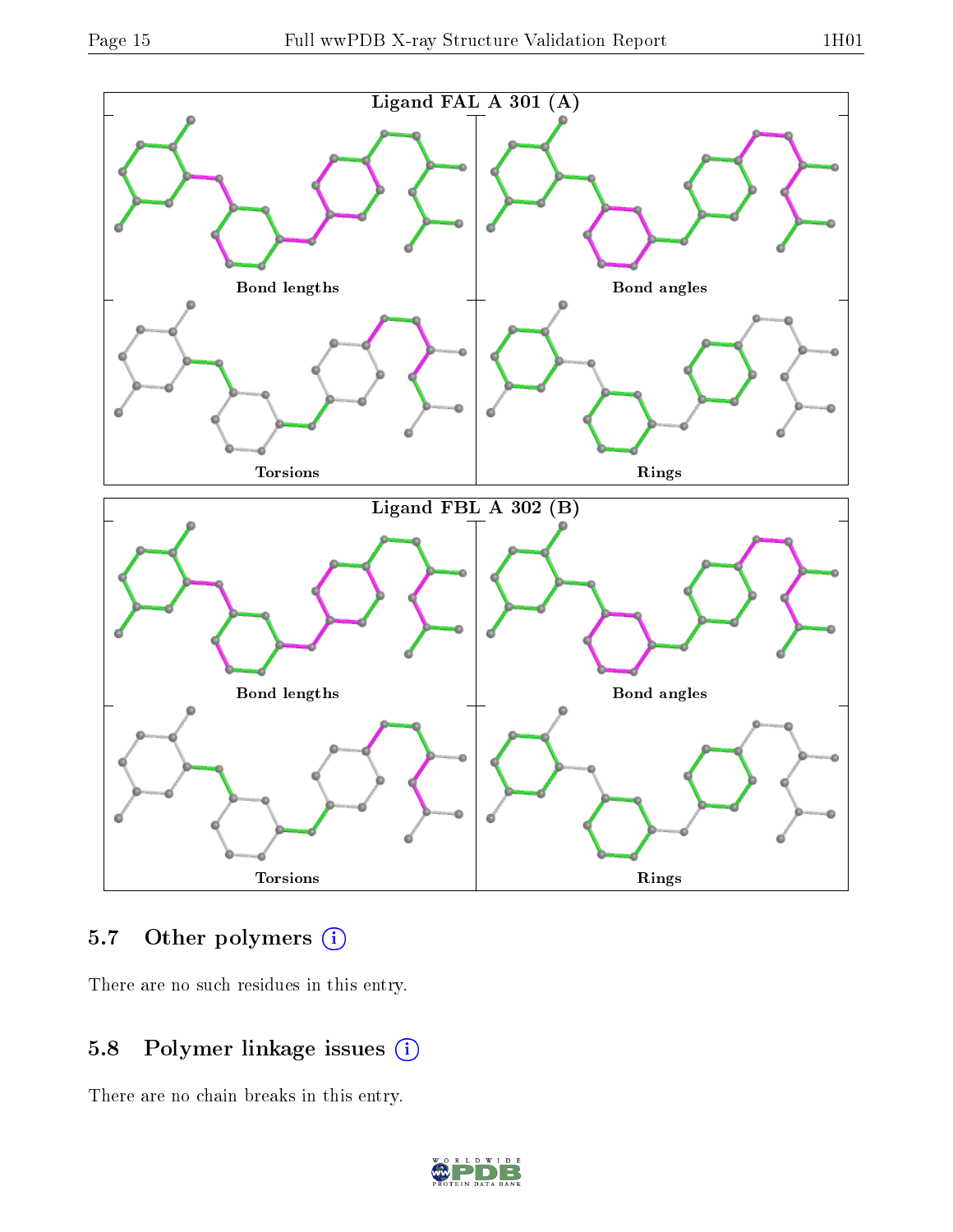Ligand FAL A 301 (A)

Bond lengths

Bond angles

Torsions

Rings

Ligand FBL A 302 (B)

Bond lengths

Bond angles

Torsions

Rings

## 5.7 Other polymers (i)

There are no such residues in this entry.

## 5.8 Polymer linkage issues (i)

There are no chain breaks in this entry.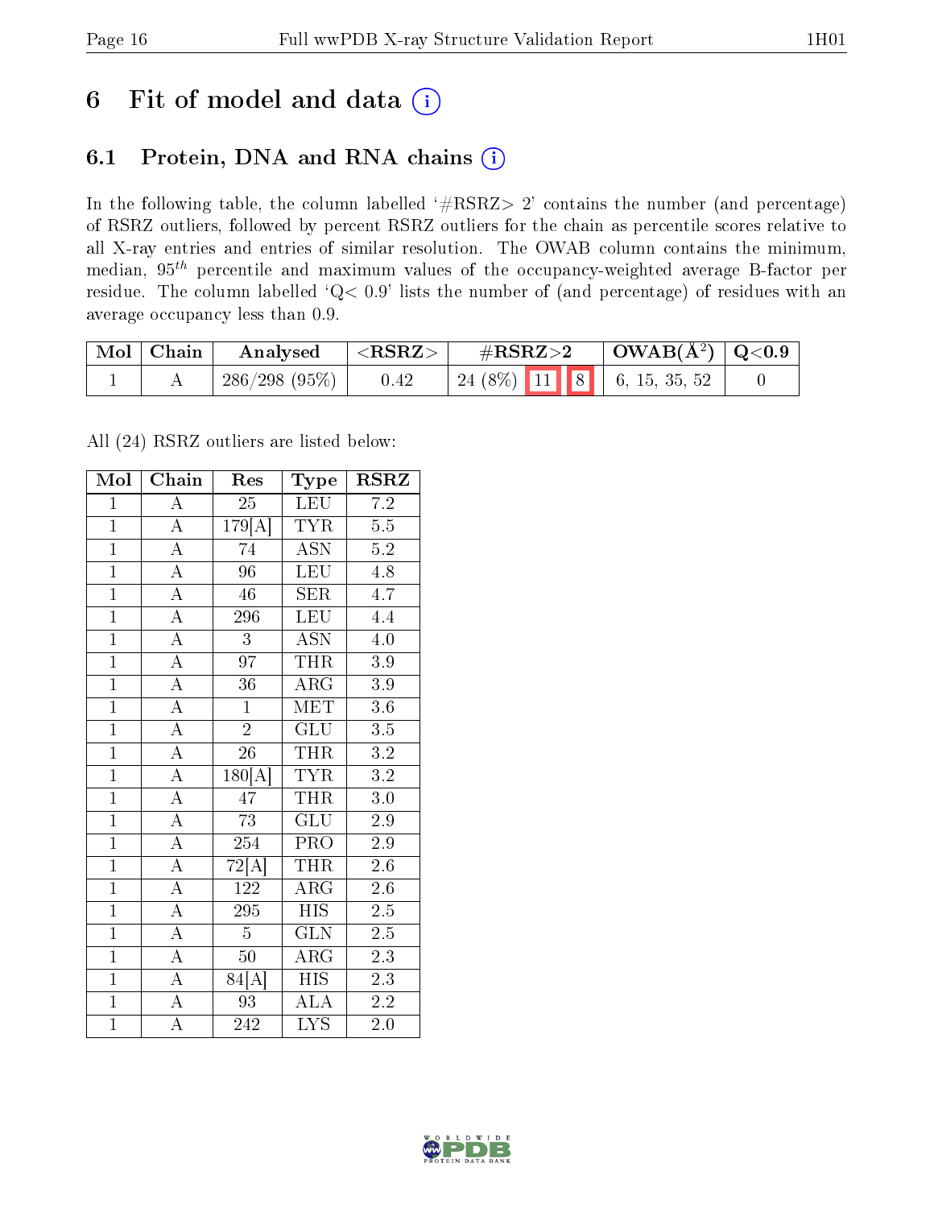# 6 Fit of model and data (i)

## 6.1 Protein, DNA and RNA chains (i)

In the following table, the column labelled '#RSRZ> 2' contains the number (and percentage) of RSRZ outliers, followed by percent RSRZ outliers for the chain as percentile scores relative to all X-ray entries and entries of similar resolution. The OWAB column contains the minimum, median, $95^{th}$ percentile and maximum values of the occupancy-weighted average B-factor per residue. The column labelled 'Q< 0.9' lists the number of (and percentage) of residues with an average occupancy less than 0.9.

| Mol | Chain | Analysed | <RSRZ> | #RSRZ>2 | OWAB(Å$^2$) | Q<0.9 |
|---|---|---|---|---|---|---|
| 1 | A | 286/298 (95%) | 0.42 | 24 (8%) 11 8 | 6, 15, 35, 52 | 0 |

All (24) RSRZ outliers are listed below:

| Mol | Chain | Res | Type | RSRZ |
|---|---|---|---|---|
| 1 | A | 25 | LEU | 7.2 |
| 1 | A | 179[A] | TYR | 5.5 |
| 1 | A | 74 | ASN | 5.2 |
| 1 | A | 96 | LEU | 4.8 |
| 1 | A | 46 | SER | 4.7 |
| 1 | A | 296 | LEU | 4.4 |
| 1 | A | 3 | ASN | 4.0 |
| 1 | A | 97 | THR | 3.9 |
| 1 | A | 36 | ARG | 3.9 |
| 1 | A | 1 | MET | 3.6 |
| 1 | A | 2 | GLU | 3.5 |
| 1 | A | 26 | THR | 3.2 |
| 1 | A | 180[A] | TYR | 3.2 |
| 1 | A | 47 | THR | 3.0 |
| 1 | A | 73 | GLU | 2.9 |
| 1 | A | 254 | PRO | 2.9 |
| 1 | A | 72[A] | THR | 2.6 |
| 1 | A | 122 | ARG | 2.6 |
| 1 | A | 295 | HIS | 2.5 |
| 1 | A | 5 | GLN | 2.5 |
| 1 | A | 50 | ARG | 2.3 |
| 1 | A | 84[A] | HIS | 2.3 |
| 1 | A | 93 | ALA | 2.2 |
| 1 | A | 242 | LYS | 2.0 |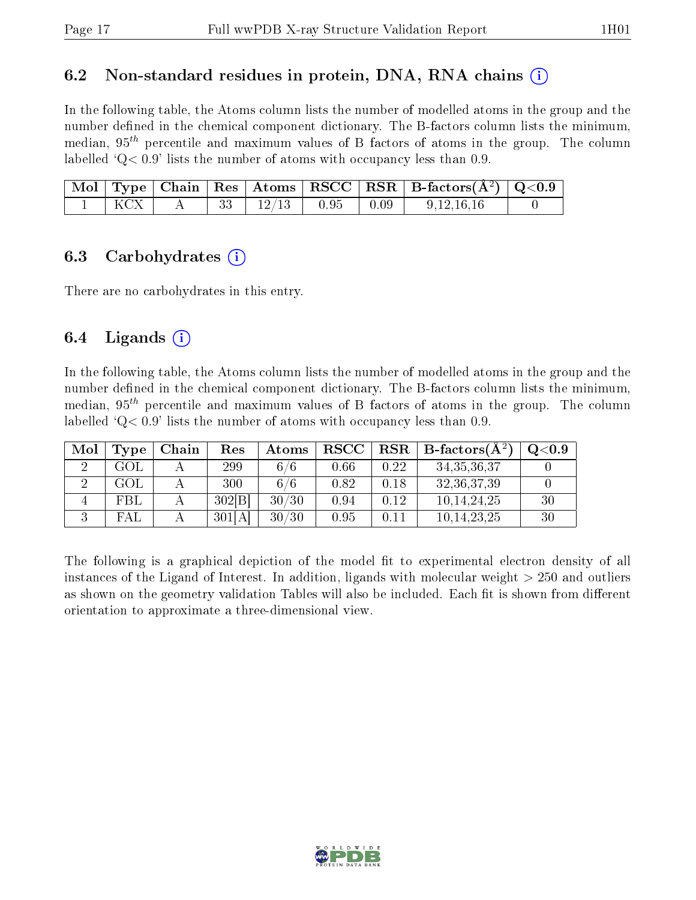## 6.2 Non-standard residues in protein, DNA, RNA chains (i)

In the following table, the Atoms column lists the number of modelled atoms in the group and the number defined in the chemical component dictionary. The B-factors column lists the minimum, median, $95^{th}$ percentile and maximum values of B factors of atoms in the group. The column labelled 'Q< 0.9' lists the number of atoms with occupancy less than 0.9.

| Mol | Type | Chain | Res | Atoms | RSCC | RSR | B-factors(Å$^2$) | Q<0.9 |
|---|---|---|---|---|---|---|---|---|
| 1 | KCX | A | 33 | 12/13 | 0.95 | 0.09 | 9,12,16,16 | 0 |

## 6.3 Carbohydrates (i)

There are no carbohydrates in this entry.

## 6.4 Ligands (i)

In the following table, the Atoms column lists the number of modelled atoms in the group and the number defined in the chemical component dictionary. The B-factors column lists the minimum, median, $95^{th}$ percentile and maximum values of B factors of atoms in the group. The column labelled 'Q< 0.9' lists the number of atoms with occupancy less than 0.9.

| Mol | Type | Chain | Res | Atoms | RSCC | RSR | B-factors(Å$^2$) | Q<0.9 |
|---|---|---|---|---|---|---|---|---|
| 2 | GOL | A | 299 | 6/6 | 0.66 | 0.22 | 34,35,36,37 | 0 |
| 2 | GOL | A | 300 | 6/6 | 0.82 | 0.18 | 32,36,37,39 | 0 |
| 4 | FBL | A | 302[B] | 30/30 | 0.94 | 0.12 | 10,14,24,25 | 30 |
| 3 | FAL | A | 301[A] | 30/30 | 0.95 | 0.11 | 10,14,23,25 | 30 |

The following is a graphical depiction of the model fit to experimental electron density of all instances of the Ligand of Interest. In addition, ligands with molecular weight > 250 and outliers as shown on the geometry validation Tables will also be included. Each fit is shown from different orientation to approximate a three-dimensional view.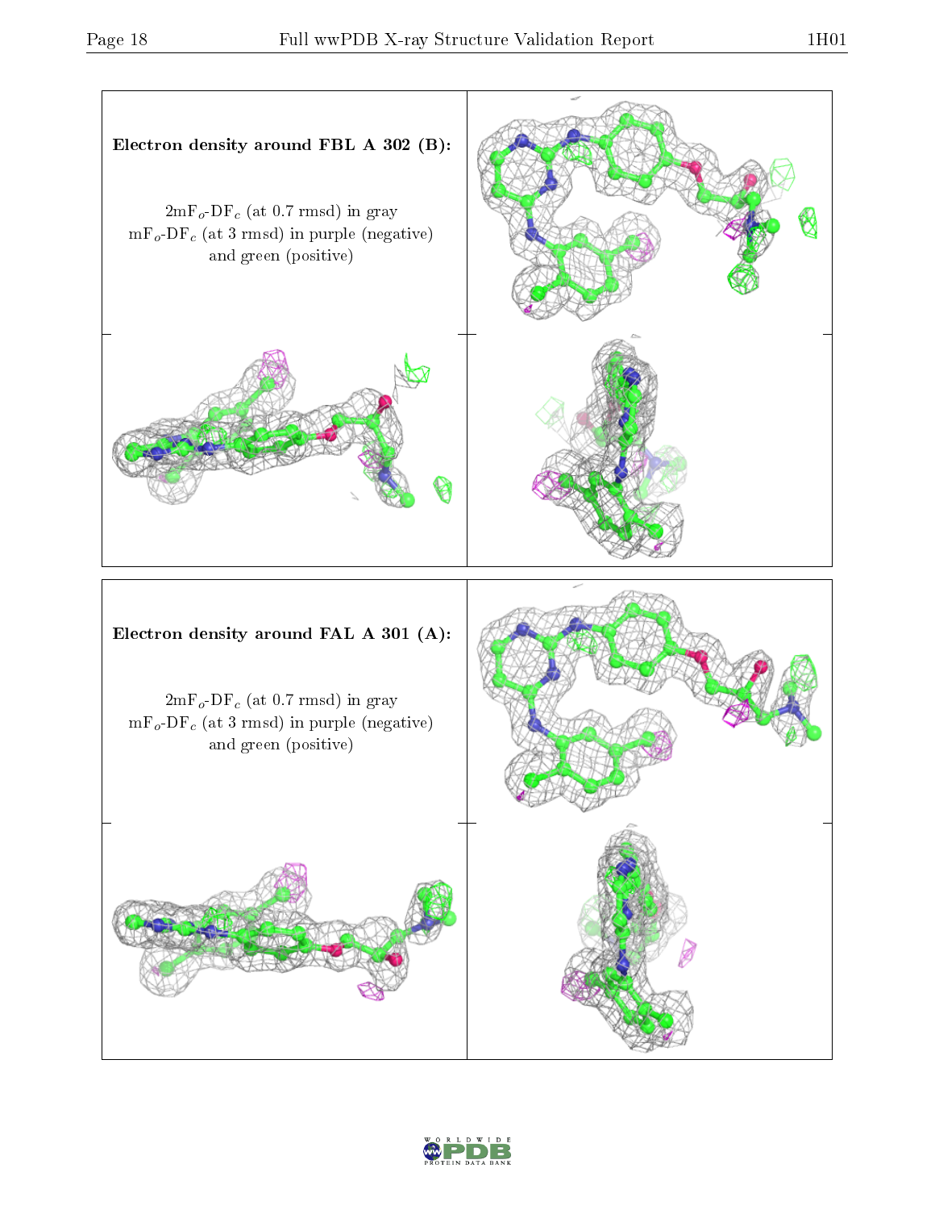**Electron density around FBL A 302 (B):**

$2mF_o$-$DF_c$ (at 0.7 rmsd) in gray
$mF_o$-$DF_c$ (at 3 rmsd) in purple (negative)
and green (positive)

**Electron density around FAL A 301 (A):**

$2mF_o$-$DF_c$ (at 0.7 rmsd) in gray
$mF_o$-$DF_c$ (at 3 rmsd) in purple (negative)
and green (positive)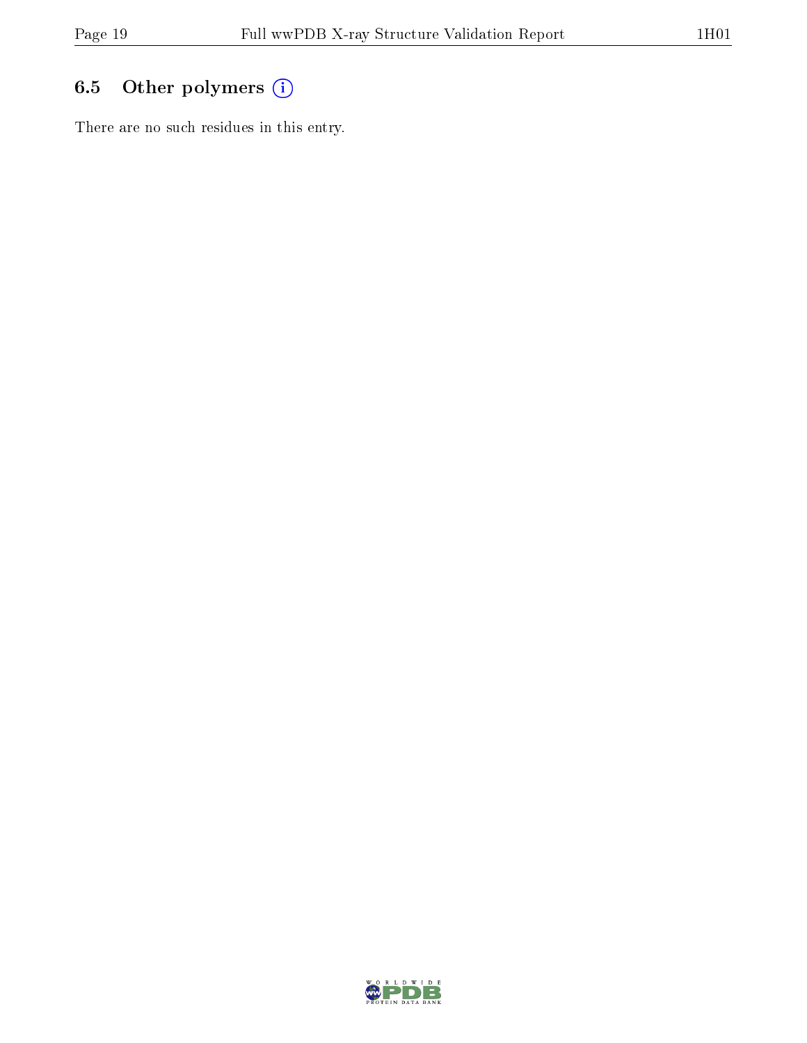## 6.5 Other polymers

There are no such residues in this entry.